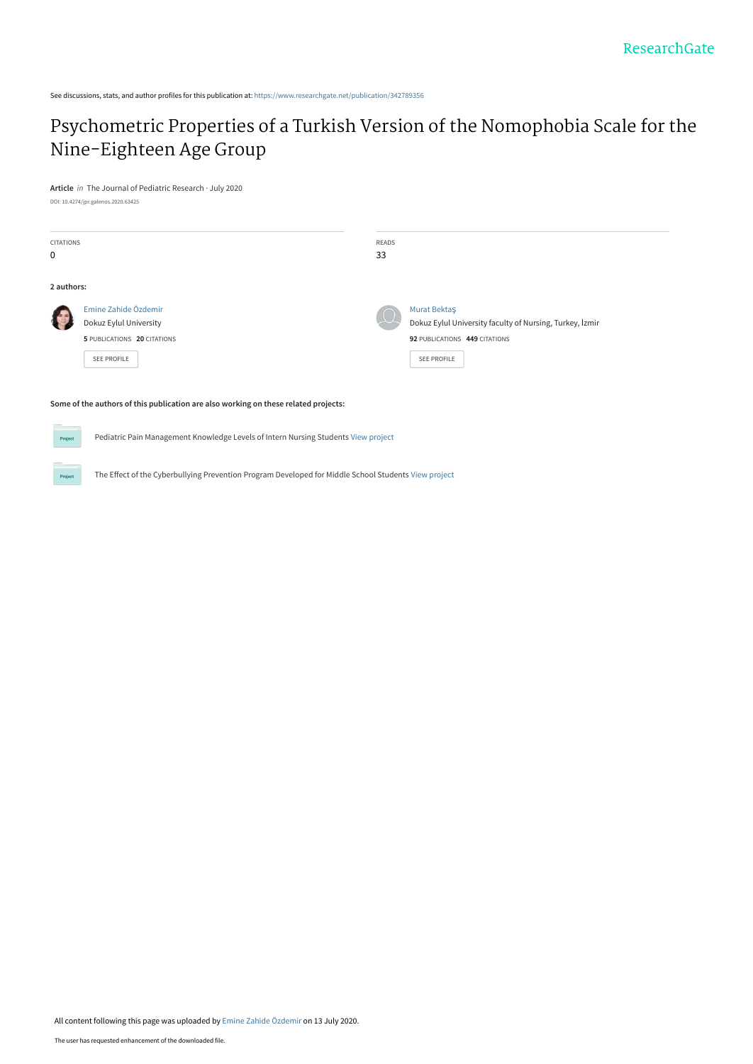See discussions, stats, and author profiles for this publication at: https://www.researchgate.net/publication/342789356

# Psychometric Properties of a Turkish Version of the Nomophobia Scale for the Nine-Eighteen Age Group

**Article** *in* The Journal of Pediatric Research · July 2020

DOI: 10.4274/jpr.galenos.2020.63425

CITATIONS
0

READS
33

**2 authors:**

Emine Zahide Özdemir
Dokuz Eylul University
**5** PUBLICATIONS **20** CITATIONS
SEE PROFILE

Murat Bektaş
Dokuz Eylul University faculty of Nursing, Turkey, İzmir
**92** PUBLICATIONS **449** CITATIONS
SEE PROFILE

**Some of the authors of this publication are also working on these related projects:**

Pediatric Pain Management Knowledge Levels of Intern Nursing Students View project

The Effect of the Cyberbullying Prevention Program Developed for Middle School Students View project

All content following this page was uploaded by Emine Zahide Özdemir on 13 July 2020.

The user has requested enhancement of the downloaded file.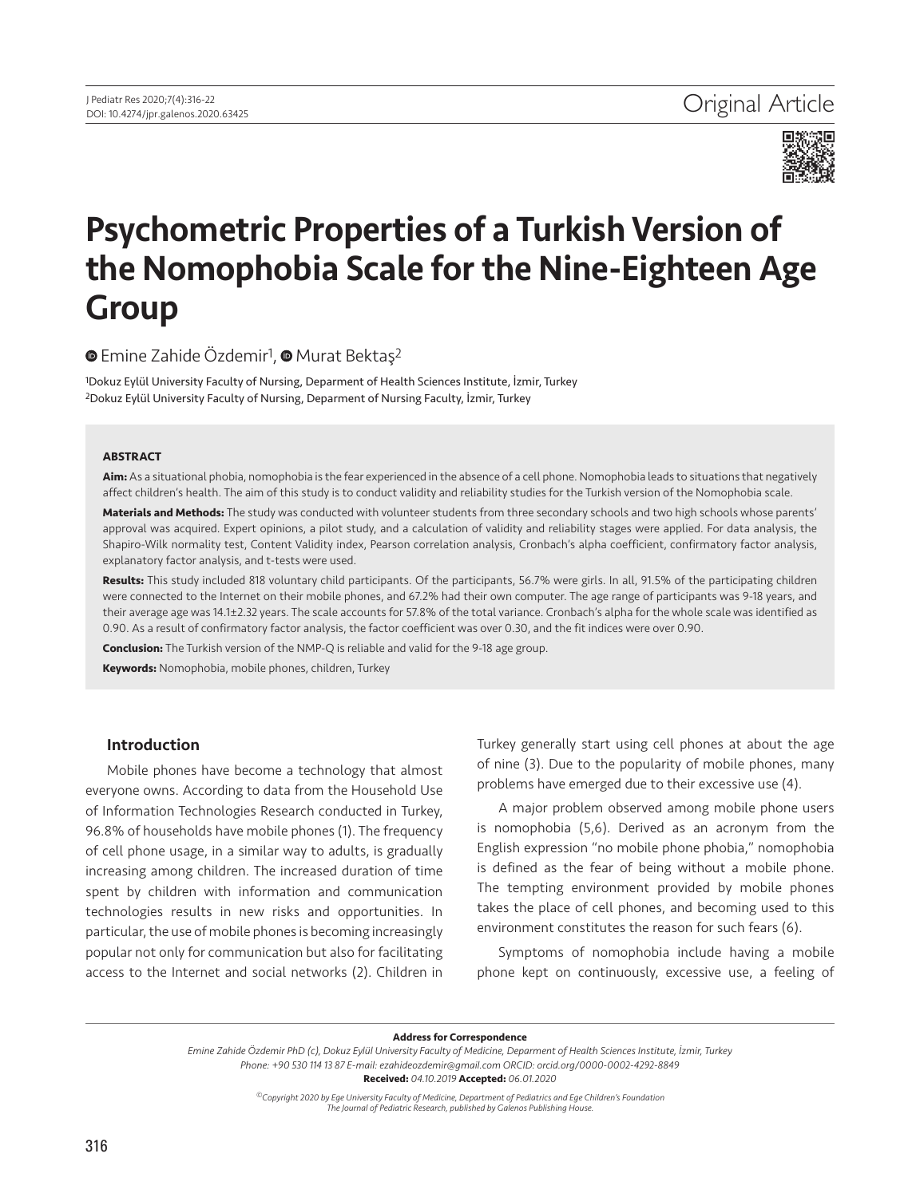# Psychometric Properties of a Turkish Version of the Nomophobia Scale for the Nine-Eighteen Age Group

Emine Zahide Özdemir[1], Murat Bektaş[2]

[1]Dokuz Eylül University Faculty of Nursing, Deparment of Health Sciences Institute, İzmir, Turkey
[2]Dokuz Eylül University Faculty of Nursing, Deparment of Nursing Faculty, İzmir, Turkey

## ABSTRACT

**Aim:** As a situational phobia, nomophobia is the fear experienced in the absence of a cell phone. Nomophobia leads to situations that negatively affect children's health. The aim of this study is to conduct validity and reliability studies for the Turkish version of the Nomophobia scale.

**Materials and Methods:** The study was conducted with volunteer students from three secondary schools and two high schools whose parents' approval was acquired. Expert opinions, a pilot study, and a calculation of validity and reliability stages were applied. For data analysis, the Shapiro-Wilk normality test, Content Validity index, Pearson correlation analysis, Cronbach's alpha coefficient, confirmatory factor analysis, explanatory factor analysis, and t-tests were used.

**Results:** This study included 818 voluntary child participants. Of the participants, 56.7% were girls. In all, 91.5% of the participating children were connected to the Internet on their mobile phones, and 67.2% had their own computer. The age range of participants was 9-18 years, and their average age was 14.1±2.32 years. The scale accounts for 57.8% of the total variance. Cronbach's alpha for the whole scale was identified as 0.90. As a result of confirmatory factor analysis, the factor coefficient was over 0.30, and the fit indices were over 0.90.

**Conclusion:** The Turkish version of the NMP-Q is reliable and valid for the 9-18 age group.

**Keywords:** Nomophobia, mobile phones, children, Turkey

## Introduction

Mobile phones have become a technology that almost everyone owns. According to data from the Household Use of Information Technologies Research conducted in Turkey, 96.8% of households have mobile phones (1). The frequency of cell phone usage, in a similar way to adults, is gradually increasing among children. The increased duration of time spent by children with information and communication technologies results in new risks and opportunities. In particular, the use of mobile phones is becoming increasingly popular not only for communication but also for facilitating access to the Internet and social networks (2). Children in Turkey generally start using cell phones at about the age of nine (3). Due to the popularity of mobile phones, many problems have emerged due to their excessive use (4).

A major problem observed among mobile phone users is nomophobia (5,6). Derived as an acronym from the English expression "no mobile phone phobia," nomophobia is defined as the fear of being without a mobile phone. The tempting environment provided by mobile phones takes the place of cell phones, and becoming used to this environment constitutes the reason for such fears (6).

Symptoms of nomophobia include having a mobile phone kept on continuously, excessive use, a feeling of

**Address for Correspondence**
*Emine Zahide Özdemir PhD (c), Dokuz Eylül University Faculty of Medicine, Deparment of Health Sciences Institute, İzmir, Turkey*
*Phone: +90 530 114 13 87 E-mail: ezahideozdemir@gmail.com ORCID: orcid.org/0000-0002-4292-8849*
**Received:** *04.10.2019* **Accepted:** *06.01.2020*

*©Copyright 2020 by Ege University Faculty of Medicine, Department of Pediatrics and Ege Children's Foundation*
*The Journal of Pediatric Research, published by Galenos Publishing House.*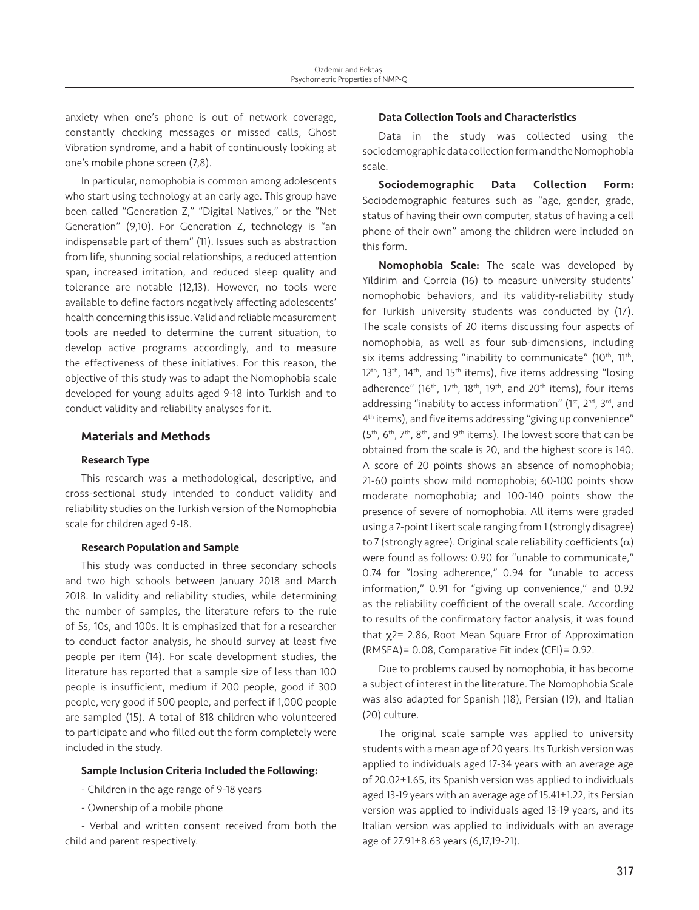anxiety when one's phone is out of network coverage, constantly checking messages or missed calls, Ghost Vibration syndrome, and a habit of continuously looking at one's mobile phone screen (7,8).

In particular, nomophobia is common among adolescents who start using technology at an early age. This group have been called "Generation Z," "Digital Natives," or the "Net Generation" (9,10). For Generation Z, technology is "an indispensable part of them" (11). Issues such as abstraction from life, shunning social relationships, a reduced attention span, increased irritation, and reduced sleep quality and tolerance are notable (12,13). However, no tools were available to define factors negatively affecting adolescents' health concerning this issue. Valid and reliable measurement tools are needed to determine the current situation, to develop active programs accordingly, and to measure the effectiveness of these initiatives. For this reason, the objective of this study was to adapt the Nomophobia scale developed for young adults aged 9-18 into Turkish and to conduct validity and reliability analyses for it.

## Materials and Methods

### Research Type

This research was a methodological, descriptive, and cross-sectional study intended to conduct validity and reliability studies on the Turkish version of the Nomophobia scale for children aged 9-18.

### Research Population and Sample

This study was conducted in three secondary schools and two high schools between January 2018 and March 2018. In validity and reliability studies, while determining the number of samples, the literature refers to the rule of 5s, 10s, and 100s. It is emphasized that for a researcher to conduct factor analysis, he should survey at least five people per item (14). For scale development studies, the literature has reported that a sample size of less than 100 people is insufficient, medium if 200 people, good if 300 people, very good if 500 people, and perfect if 1,000 people are sampled (15). A total of 818 children who volunteered to participate and who filled out the form completely were included in the study.

### Sample Inclusion Criteria Included the Following:

- Children in the age range of 9-18 years

- Ownership of a mobile phone

- Verbal and written consent received from both the child and parent respectively.

### Data Collection Tools and Characteristics

Data in the study was collected using the sociodemographic data collection form and the Nomophobia scale.

**Sociodemographic Data Collection Form:** Sociodemographic features such as "age, gender, grade, status of having their own computer, status of having a cell phone of their own" among the children were included on this form.

**Nomophobia Scale:** The scale was developed by Yildirim and Correia (16) to measure university students' nomophobic behaviors, and its validity-reliability study for Turkish university students was conducted by (17). The scale consists of 20 items discussing four aspects of nomophobia, as well as four sub-dimensions, including six items addressing "inability to communicate" (10th, 11th, 12th, 13th, 14th, and 15th items), five items addressing "losing adherence" (16th, 17th, 18th, 19th, and 20th items), four items addressing "inability to access information" (1st, 2nd, 3rd, and 4th items), and five items addressing "giving up convenience" (5th, 6th, 7th, 8th, and 9th items). The lowest score that can be obtained from the scale is 20, and the highest score is 140. A score of 20 points shows an absence of nomophobia; 21-60 points show mild nomophobia; 60-100 points show moderate nomophobia; and 100-140 points show the presence of severe of nomophobia. All items were graded using a 7-point Likert scale ranging from 1 (strongly disagree) to 7 (strongly agree). Original scale reliability coefficients ($\alpha$) were found as follows: 0.90 for "unable to communicate," 0.74 for "losing adherence," 0.94 for "unable to access information," 0.91 for "giving up convenience," and 0.92 as the reliability coefficient of the overall scale. According to results of the confirmatory factor analysis, it was found that $\chi^2$= 2.86, Root Mean Square Error of Approximation (RMSEA)= 0.08, Comparative Fit index (CFI)= 0.92.

Due to problems caused by nomophobia, it has become a subject of interest in the literature. The Nomophobia Scale was also adapted for Spanish (18), Persian (19), and Italian (20) culture.

The original scale sample was applied to university students with a mean age of 20 years. Its Turkish version was applied to individuals aged 17-34 years with an average age of 20.02±1.65, its Spanish version was applied to individuals aged 13-19 years with an average age of 15.41±1.22, its Persian version was applied to individuals aged 13-19 years, and its Italian version was applied to individuals with an average age of 27.91±8.63 years (6,17,19-21).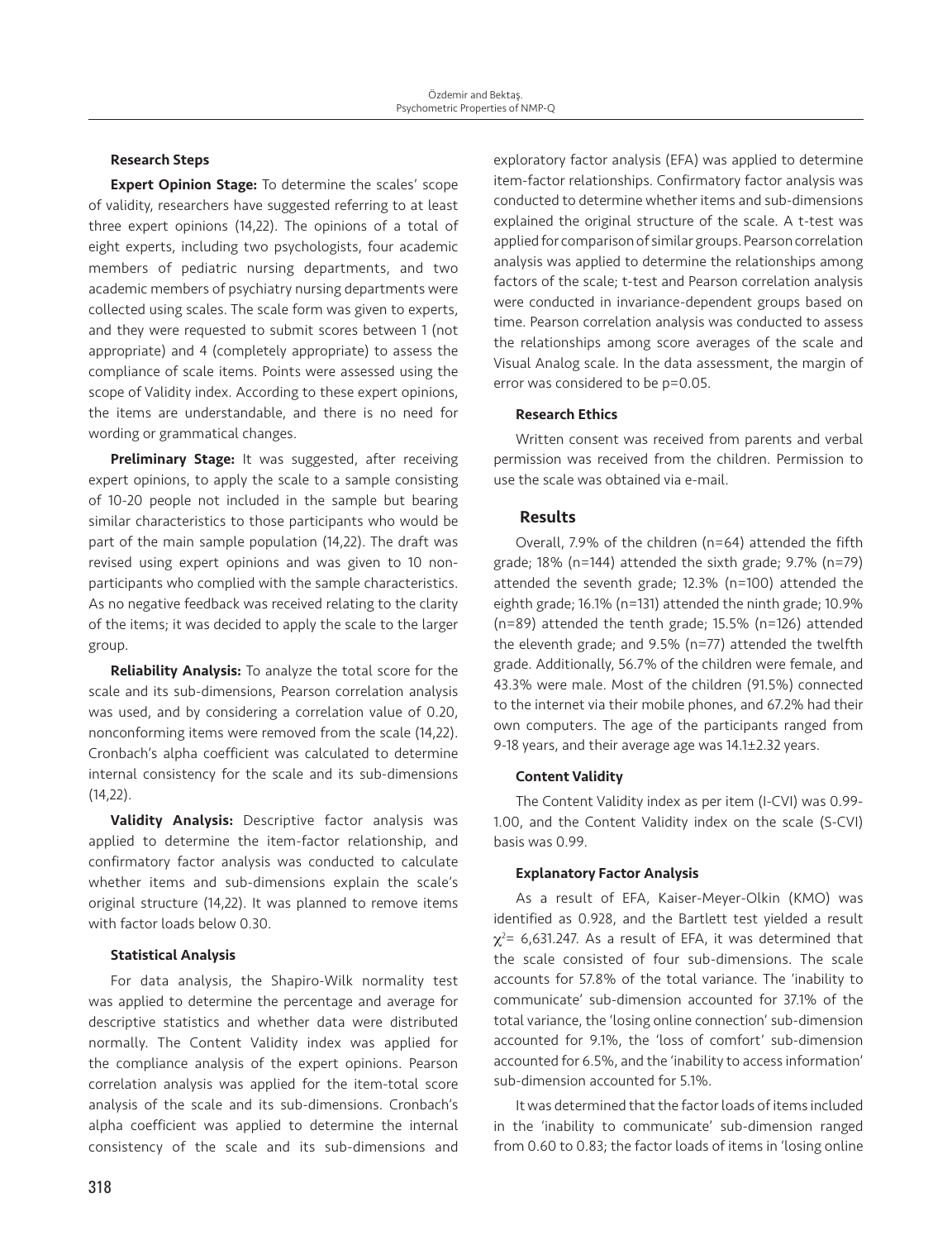### Research Steps

**Expert Opinion Stage:** To determine the scales' scope of validity, researchers have suggested referring to at least three expert opinions (14,22). The opinions of a total of eight experts, including two psychologists, four academic members of pediatric nursing departments, and two academic members of psychiatry nursing departments were collected using scales. The scale form was given to experts, and they were requested to submit scores between 1 (not appropriate) and 4 (completely appropriate) to assess the compliance of scale items. Points were assessed using the scope of Validity index. According to these expert opinions, the items are understandable, and there is no need for wording or grammatical changes.

**Preliminary Stage:** It was suggested, after receiving expert opinions, to apply the scale to a sample consisting of 10-20 people not included in the sample but bearing similar characteristics to those participants who would be part of the main sample population (14,22). The draft was revised using expert opinions and was given to 10 non-participants who complied with the sample characteristics. As no negative feedback was received relating to the clarity of the items; it was decided to apply the scale to the larger group.

**Reliability Analysis:** To analyze the total score for the scale and its sub-dimensions, Pearson correlation analysis was used, and by considering a correlation value of 0.20, nonconforming items were removed from the scale (14,22). Cronbach's alpha coefficient was calculated to determine internal consistency for the scale and its sub-dimensions (14,22).

**Validity Analysis:** Descriptive factor analysis was applied to determine the item-factor relationship, and confirmatory factor analysis was conducted to calculate whether items and sub-dimensions explain the scale's original structure (14,22). It was planned to remove items with factor loads below 0.30.

### Statistical Analysis

For data analysis, the Shapiro-Wilk normality test was applied to determine the percentage and average for descriptive statistics and whether data were distributed normally. The Content Validity index was applied for the compliance analysis of the expert opinions. Pearson correlation analysis was applied for the item-total score analysis of the scale and its sub-dimensions. Cronbach's alpha coefficient was applied to determine the internal consistency of the scale and its sub-dimensions and exploratory factor analysis (EFA) was applied to determine item-factor relationships. Confirmatory factor analysis was conducted to determine whether items and sub-dimensions explained the original structure of the scale. A t-test was applied for comparison of similar groups. Pearson correlation analysis was applied to determine the relationships among factors of the scale; t-test and Pearson correlation analysis were conducted in invariance-dependent groups based on time. Pearson correlation analysis was conducted to assess the relationships among score averages of the scale and Visual Analog scale. In the data assessment, the margin of error was considered to be p=0.05.

### Research Ethics

Written consent was received from parents and verbal permission was received from the children. Permission to use the scale was obtained via e-mail.

## Results

Overall, 7.9% of the children (n=64) attended the fifth grade; 18% (n=144) attended the sixth grade; 9.7% (n=79) attended the seventh grade; 12.3% (n=100) attended the eighth grade; 16.1% (n=131) attended the ninth grade; 10.9% (n=89) attended the tenth grade; 15.5% (n=126) attended the eleventh grade; and 9.5% (n=77) attended the twelfth grade. Additionally, 56.7% of the children were female, and 43.3% were male. Most of the children (91.5%) connected to the internet via their mobile phones, and 67.2% had their own computers. The age of the participants ranged from 9-18 years, and their average age was 14.1±2.32 years.

### Content Validity

The Content Validity index as per item (I-CVI) was 0.99-1.00, and the Content Validity index on the scale (S-CVI) basis was 0.99.

### Explanatory Factor Analysis

As a result of EFA, Kaiser-Meyer-Olkin (KMO) was identified as 0.928, and the Bartlett test yielded a result $\chi^2$= 6,631.247. As a result of EFA, it was determined that the scale consisted of four sub-dimensions. The scale accounts for 57.8% of the total variance. The 'inability to communicate' sub-dimension accounted for 37.1% of the total variance, the 'losing online connection' sub-dimension accounted for 9.1%, the 'loss of comfort' sub-dimension accounted for 6.5%, and the 'inability to access information' sub-dimension accounted for 5.1%.

It was determined that the factor loads of items included in the 'inability to communicate' sub-dimension ranged from 0.60 to 0.83; the factor loads of items in 'losing online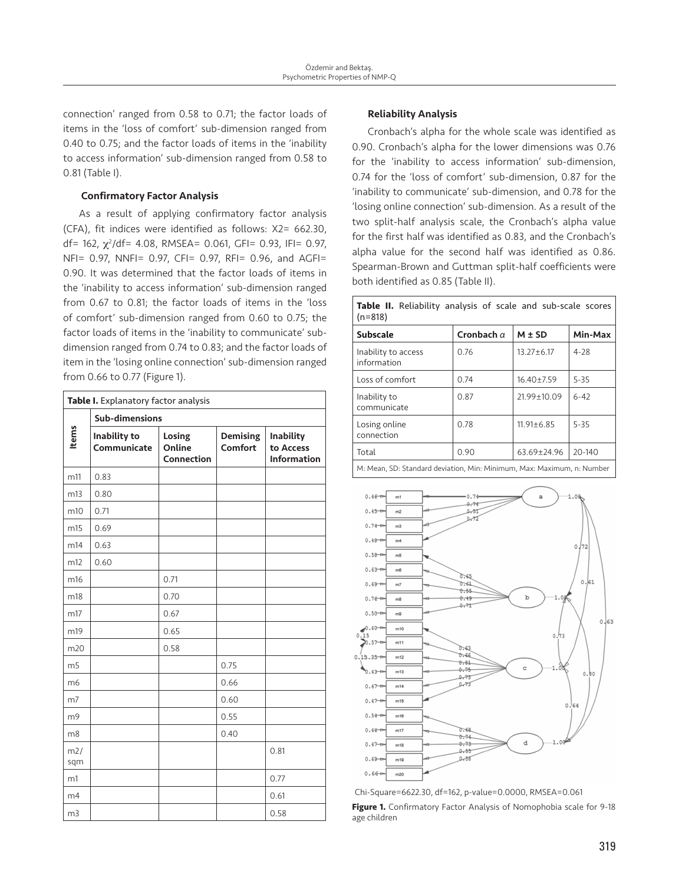connection' ranged from 0.58 to 0.71; the factor loads of items in the 'loss of comfort' sub-dimension ranged from 0.40 to 0.75; and the factor loads of items in the 'inability to access information' sub-dimension ranged from 0.58 to 0.81 (Table I).

### Confirmatory Factor Analysis

As a result of applying confirmatory factor analysis (CFA), fit indices were identified as follows: X2= 662.30, df= 162, $\chi^2$/df= 4.08, RMSEA= 0.061, GFI= 0.93, IFI= 0.97, NFI= 0.97, NNFI= 0.97, CFI= 0.97, RFI= 0.96, and AGFI= 0.90. It was determined that the factor loads of items in the 'inability to access information' sub-dimension ranged from 0.67 to 0.81; the factor loads of items in the 'loss of comfort' sub-dimension ranged from 0.60 to 0.75; the factor loads of items in the 'inability to communicate' sub-dimension ranged from 0.74 to 0.83; and the factor loads of item in the 'losing online connection' sub-dimension ranged from 0.66 to 0.77 (Figure 1).

**Table I.** Explanatory factor analysis

| Items | Sub-dimensions | | | |
|---|---|---|---|---|
| | Inability to Communicate | Losing Online Connection | Demising Comfort | Inability to Access Information |
| m11 | 0.83 | | | |
| m13 | 0.80 | | | |
| m10 | 0.71 | | | |
| m15 | 0.69 | | | |
| m14 | 0.63 | | | |
| m12 | 0.60 | | | |
| m16 | | 0.71 | | |
| m18 | | 0.70 | | |
| m17 | | 0.67 | | |
| m19 | | 0.65 | | |
| m20 | | 0.58 | | |
| m5 | | | 0.75 | |
| m6 | | | 0.66 | |
| m7 | | | 0.60 | |
| m9 | | | 0.55 | |
| m8 | | | 0.40 | |
| m2/sqm | | | | 0.81 |
| m1 | | | | 0.77 |
| m4 | | | | 0.61 |
| m3 | | | | 0.58 |

### Reliability Analysis

Cronbach's alpha for the whole scale was identified as 0.90. Cronbach's alpha for the lower dimensions was 0.76 for the 'inability to access information' sub-dimension, 0.74 for the 'loss of comfort' sub-dimension, 0.87 for the 'inability to communicate' sub-dimension, and 0.78 for the 'losing online connection' sub-dimension. As a result of the two split-half analysis scale, the Cronbach's alpha value for the first half was identified as 0.83, and the Cronbach's alpha value for the second half was identified as 0.86. Spearman-Brown and Guttman split-half coefficients were both identified as 0.85 (Table II).

**Table II.** Reliability analysis of scale and sub-scale scores (n=818)

| Subscale | Cronbach $\alpha$ | M ± SD | Min-Max |
|---|---|---|---|
| Inability to access information | 0.76 | 13.27±6.17 | 4-28 |
| Loss of comfort | 0.74 | 16.40±7.59 | 5-35 |
| Inability to communicate | 0.87 | 21.99±10.09 | 6-42 |
| Losing online connection | 0.78 | 11.91±6.85 | 5-35 |
| Total | 0.90 | 63.69±24.96 | 20-140 |

M: Mean, SD: Standard deviation, Min: Minimum, Max: Maximum, n: Number

Chi-Square=6622.30, df=162, p-value=0.0000, RMSEA=0.061

**Figure 1.** Confirmatory Factor Analysis of Nomophobia scale for 9-18 age children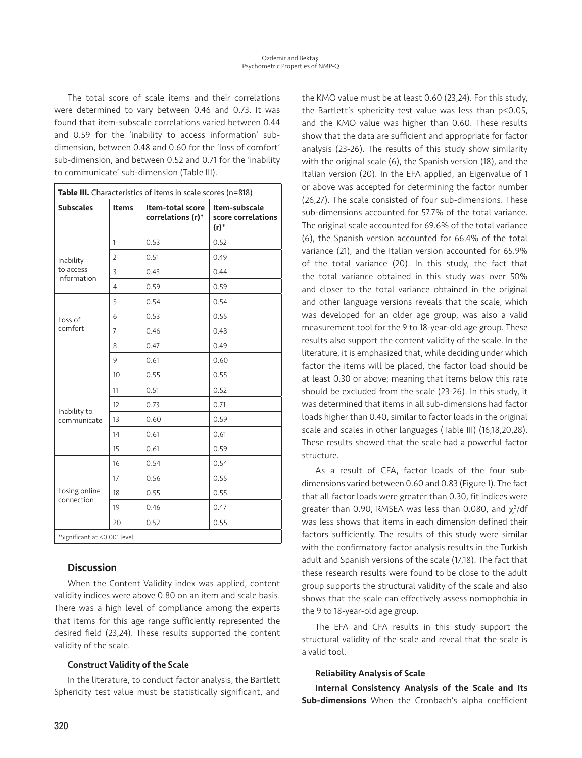The total score of scale items and their correlations were determined to vary between 0.46 and 0.73. It was found that item-subscale correlations varied between 0.44 and 0.59 for the 'inability to access information' sub-dimension, between 0.48 and 0.60 for the 'loss of comfort' sub-dimension, and between 0.52 and 0.71 for the 'inability to communicate' sub-dimension (Table III).

**Table III.** Characteristics of items in scale scores (n=818)

| Subscales | Items | Item-total score correlations (r)* | Item-subscale score correlations (r)* |
|---|---|---|---|
| Inability to access information | 1 | 0.53 | 0.52 |
| | 2 | 0.51 | 0.49 |
| | 3 | 0.43 | 0.44 |
| | 4 | 0.59 | 0.59 |
| Loss of comfort | 5 | 0.54 | 0.54 |
| | 6 | 0.53 | 0.55 |
| | 7 | 0.46 | 0.48 |
| | 8 | 0.47 | 0.49 |
| | 9 | 0.61 | 0.60 |
| Inability to communicate | 10 | 0.55 | 0.55 |
| | 11 | 0.51 | 0.52 |
| | 12 | 0.73 | 0.71 |
| | 13 | 0.60 | 0.59 |
| | 14 | 0.61 | 0.61 |
| | 15 | 0.61 | 0.59 |
| Losing online connection | 16 | 0.54 | 0.54 |
| | 17 | 0.56 | 0.55 |
| | 18 | 0.55 | 0.55 |
| | 19 | 0.46 | 0.47 |
| | 20 | 0.52 | 0.55 |

*Significant at <0.001 level

## Discussion

When the Content Validity index was applied, content validity indices were above 0.80 on an item and scale basis. There was a high level of compliance among the experts that items for this age range sufficiently represented the desired field (23,24). These results supported the content validity of the scale.

### Construct Validity of the Scale

In the literature, to conduct factor analysis, the Bartlett Sphericity test value must be statistically significant, and the KMO value must be at least 0.60 (23,24). For this study, the Bartlett's sphericity test value was less than $p<0.05$, and the KMO value was higher than 0.60. These results show that the data are sufficient and appropriate for factor analysis (23-26). The results of this study show similarity with the original scale (6), the Spanish version (18), and the Italian version (20). In the EFA applied, an Eigenvalue of 1 or above was accepted for determining the factor number (26,27). The scale consisted of four sub-dimensions. These sub-dimensions accounted for 57.7% of the total variance. The original scale accounted for 69.6% of the total variance (6), the Spanish version accounted for 66.4% of the total variance (21), and the Italian version accounted for 65.9% of the total variance (20). In this study, the fact that the total variance obtained in this study was over 50% and closer to the total variance obtained in the original and other language versions reveals that the scale, which was developed for an older age group, was also a valid measurement tool for the 9 to 18-year-old age group. These results also support the content validity of the scale. In the literature, it is emphasized that, while deciding under which factor the items will be placed, the factor load should be at least 0.30 or above; meaning that items below this rate should be excluded from the scale (23-26). In this study, it was determined that items in all sub-dimensions had factor loads higher than 0.40, similar to factor loads in the original scale and scales in other languages (Table III) (16,18,20,28). These results showed that the scale had a powerful factor structure.

As a result of CFA, factor loads of the four sub-dimensions varied between 0.60 and 0.83 (Figure 1). The fact that all factor loads were greater than 0.30, fit indices were greater than 0.90, RMSEA was less than 0.080, and $\chi^2$/df was less shows that items in each dimension defined their factors sufficiently. The results of this study were similar with the confirmatory factor analysis results in the Turkish adult and Spanish versions of the scale (17,18). The fact that these research results were found to be close to the adult group supports the structural validity of the scale and also shows that the scale can effectively assess nomophobia in the 9 to 18-year-old age group.

The EFA and CFA results in this study support the structural validity of the scale and reveal that the scale is a valid tool.

### Reliability Analysis of Scale

**Internal Consistency Analysis of the Scale and Its Sub-dimensions** When the Cronbach's alpha coefficient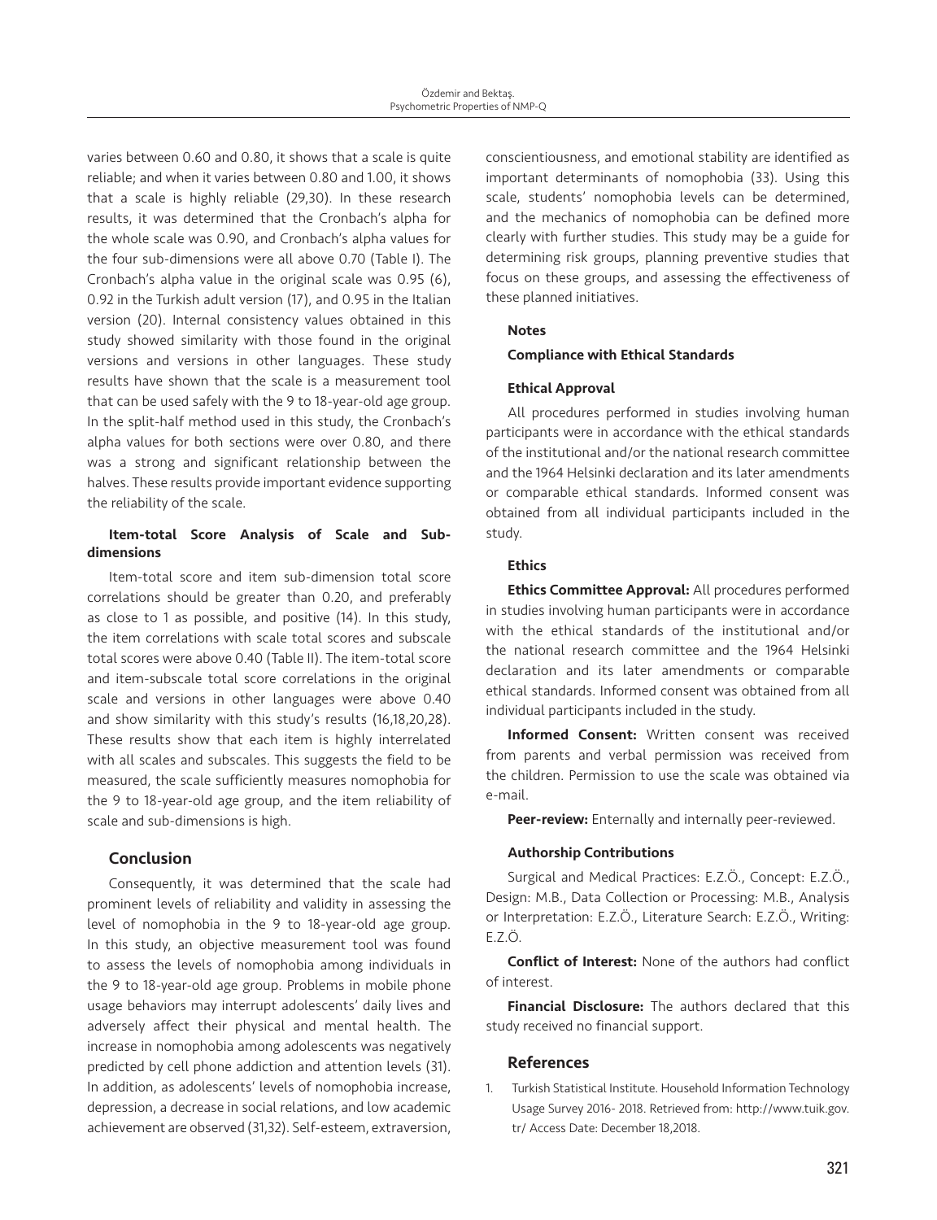varies between 0.60 and 0.80, it shows that a scale is quite reliable; and when it varies between 0.80 and 1.00, it shows that a scale is highly reliable (29,30). In these research results, it was determined that the Cronbach's alpha for the whole scale was 0.90, and Cronbach's alpha values for the four sub-dimensions were all above 0.70 (Table I). The Cronbach's alpha value in the original scale was 0.95 (6), 0.92 in the Turkish adult version (17), and 0.95 in the Italian version (20). Internal consistency values obtained in this study showed similarity with those found in the original versions and versions in other languages. These study results have shown that the scale is a measurement tool that can be used safely with the 9 to 18-year-old age group. In the split-half method used in this study, the Cronbach's alpha values for both sections were over 0.80, and there was a strong and significant relationship between the halves. These results provide important evidence supporting the reliability of the scale.

### Item-total Score Analysis of Scale and Sub-dimensions

Item-total score and item sub-dimension total score correlations should be greater than 0.20, and preferably as close to 1 as possible, and positive (14). In this study, the item correlations with scale total scores and subscale total scores were above 0.40 (Table II). The item-total score and item-subscale total score correlations in the original scale and versions in other languages were above 0.40 and show similarity with this study's results (16,18,20,28). These results show that each item is highly interrelated with all scales and subscales. This suggests the field to be measured, the scale sufficiently measures nomophobia for the 9 to 18-year-old age group, and the item reliability of scale and sub-dimensions is high.

## Conclusion

Consequently, it was determined that the scale had prominent levels of reliability and validity in assessing the level of nomophobia in the 9 to 18-year-old age group. In this study, an objective measurement tool was found to assess the levels of nomophobia among individuals in the 9 to 18-year-old age group. Problems in mobile phone usage behaviors may interrupt adolescents' daily lives and adversely affect their physical and mental health. The increase in nomophobia among adolescents was negatively predicted by cell phone addiction and attention levels (31). In addition, as adolescents' levels of nomophobia increase, depression, a decrease in social relations, and low academic achievement are observed (31,32). Self-esteem, extraversion, conscientiousness, and emotional stability are identified as important determinants of nomophobia (33). Using this scale, students' nomophobia levels can be determined, and the mechanics of nomophobia can be defined more clearly with further studies. This study may be a guide for determining risk groups, planning preventive studies that focus on these groups, and assessing the effectiveness of these planned initiatives.

### Notes

#### Compliance with Ethical Standards

#### Ethical Approval

All procedures performed in studies involving human participants were in accordance with the ethical standards of the institutional and/or the national research committee and the 1964 Helsinki declaration and its later amendments or comparable ethical standards. Informed consent was obtained from all individual participants included in the study.

#### Ethics

**Ethics Committee Approval:** All procedures performed in studies involving human participants were in accordance with the ethical standards of the institutional and/or the national research committee and the 1964 Helsinki declaration and its later amendments or comparable ethical standards. Informed consent was obtained from all individual participants included in the study.

**Informed Consent:** Written consent was received from parents and verbal permission was received from the children. Permission to use the scale was obtained via e-mail.

**Peer-review:** Enternally and internally peer-reviewed.

#### Authorship Contributions

Surgical and Medical Practices: E.Z.Ö., Concept: E.Z.Ö., Design: M.B., Data Collection or Processing: M.B., Analysis or Interpretation: E.Z.Ö., Literature Search: E.Z.Ö., Writing: E.Z.Ö.

**Conflict of Interest:** None of the authors had conflict of interest.

**Financial Disclosure:** The authors declared that this study received no financial support.

## References

1. Turkish Statistical Institute. Household Information Technology Usage Survey 2016- 2018. Retrieved from: http://www.tuik.gov.tr/ Access Date: December 18,2018.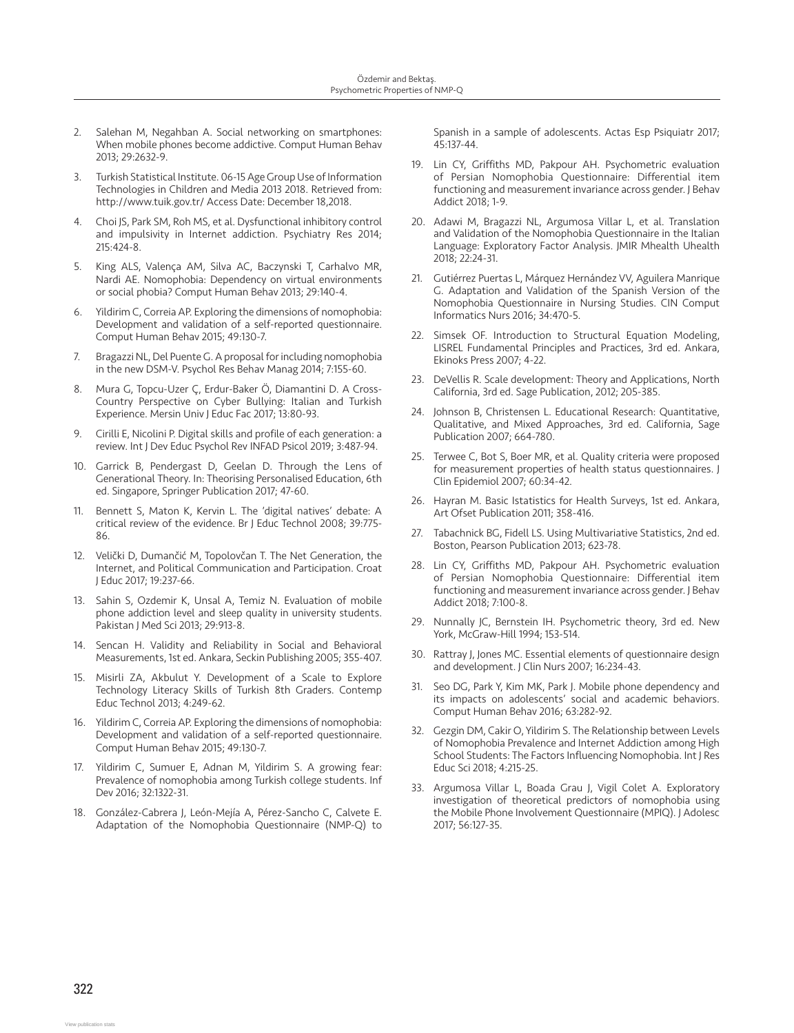2. Salehan M, Negahban A. Social networking on smartphones: When mobile phones become addictive. Comput Human Behav 2013; 29:2632-9.
3. Turkish Statistical Institute. 06-15 Age Group Use of Information Technologies in Children and Media 2013 2018. Retrieved from: http://www.tuik.gov.tr/ Access Date: December 18,2018.
4. Choi JS, Park SM, Roh MS, et al. Dysfunctional inhibitory control and impulsivity in Internet addiction. Psychiatry Res 2014; 215:424-8.
5. King ALS, Valença AM, Silva AC, Baczynski T, Carhalvo MR, Nardi AE. Nomophobia: Dependency on virtual environments or social phobia? Comput Human Behav 2013; 29:140-4.
6. Yildirim C, Correia AP. Exploring the dimensions of nomophobia: Development and validation of a self-reported questionnaire. Comput Human Behav 2015; 49:130-7.
7. Bragazzi NL, Del Puente G. A proposal for including nomophobia in the new DSM-V. Psychol Res Behav Manag 2014; 7:155-60.
8. Mura G, Topcu-Uzer Ç, Erdur-Baker Ö, Diamantini D. A Cross-Country Perspective on Cyber Bullying: Italian and Turkish Experience. Mersin Univ J Educ Fac 2017; 13:80-93.
9. Cirilli E, Nicolini P. Digital skills and profile of each generation: a review. Int J Dev Educ Psychol Rev INFAD Psicol 2019; 3:487-94.
10. Garrick B, Pendergast D, Geelan D. Through the Lens of Generational Theory. In: Theorising Personalised Education, 6th ed. Singapore, Springer Publication 2017; 47-60.
11. Bennett S, Maton K, Kervin L. The 'digital natives' debate: A critical review of the evidence. Br J Educ Technol 2008; 39:775-86.
12. Velički D, Dumančić M, Topolovčan T. The Net Generation, the Internet, and Political Communication and Participation. Croat J Educ 2017; 19:237-66.
13. Sahin S, Ozdemir K, Unsal A, Temiz N. Evaluation of mobile phone addiction level and sleep quality in university students. Pakistan J Med Sci 2013; 29:913-8.
14. Sencan H. Validity and Reliability in Social and Behavioral Measurements, 1st ed. Ankara, Seckin Publishing 2005; 355-407.
15. Misirli ZA, Akbulut Y. Development of a Scale to Explore Technology Literacy Skills of Turkish 8th Graders. Contemp Educ Technol 2013; 4:249-62.
16. Yildirim C, Correia AP. Exploring the dimensions of nomophobia: Development and validation of a self-reported questionnaire. Comput Human Behav 2015; 49:130-7.
17. Yildirim C, Sumuer E, Adnan M, Yildirim S. A growing fear: Prevalence of nomophobia among Turkish college students. Inf Dev 2016; 32:1322-31.
18. González-Cabrera J, León-Mejía A, Pérez-Sancho C, Calvete E. Adaptation of the Nomophobia Questionnaire (NMP-Q) to Spanish in a sample of adolescents. Actas Esp Psiquiatr 2017; 45:137-44.
19. Lin CY, Griffiths MD, Pakpour AH. Psychometric evaluation of Persian Nomophobia Questionnaire: Differential item functioning and measurement invariance across gender. J Behav Addict 2018; 1-9.
20. Adawi M, Bragazzi NL, Argumosa Villar L, et al. Translation and Validation of the Nomophobia Questionnaire in the Italian Language: Exploratory Factor Analysis. JMIR Mhealth Uhealth 2018; 22:24-31.
21. Gutiérrez Puertas L, Márquez Hernández VV, Aguilera Manrique G. Adaptation and Validation of the Spanish Version of the Nomophobia Questionnaire in Nursing Studies. CIN Comput Informatics Nurs 2016; 34:470-5.
22. Simsek OF. Introduction to Structural Equation Modeling, LISREL Fundamental Principles and Practices, 3rd ed. Ankara, Ekinoks Press 2007; 4-22.
23. DeVellis R. Scale development: Theory and Applications, North California, 3rd ed. Sage Publication, 2012; 205-385.
24. Johnson B, Christensen L. Educational Research: Quantitative, Qualitative, and Mixed Approaches, 3rd ed. California, Sage Publication 2007; 664-780.
25. Terwee C, Bot S, Boer MR, et al. Quality criteria were proposed for measurement properties of health status questionnaires. J Clin Epidemiol 2007; 60:34-42.
26. Hayran M. Basic Istatistics for Health Surveys, 1st ed. Ankara, Art Ofset Publication 2011; 358-416.
27. Tabachnick BG, Fidell LS. Using Multivariative Statistics, 2nd ed. Boston, Pearson Publication 2013; 623-78.
28. Lin CY, Griffiths MD, Pakpour AH. Psychometric evaluation of Persian Nomophobia Questionnaire: Differential item functioning and measurement invariance across gender. J Behav Addict 2018; 7:100-8.
29. Nunnally JC, Bernstein IH. Psychometric theory, 3rd ed. New York, McGraw-Hill 1994; 153-514.
30. Rattray J, Jones MC. Essential elements of questionnaire design and development. J Clin Nurs 2007; 16:234-43.
31. Seo DG, Park Y, Kim MK, Park J. Mobile phone dependency and its impacts on adolescents' social and academic behaviors. Comput Human Behav 2016; 63:282-92.
32. Gezgin DM, Cakir O, Yildirim S. The Relationship between Levels of Nomophobia Prevalence and Internet Addiction among High School Students: The Factors Influencing Nomophobia. Int J Res Educ Sci 2018; 4:215-25.
33. Argumosa Villar L, Boada Grau J, Vigil Colet A. Exploratory investigation of theoretical predictors of nomophobia using the Mobile Phone Involvement Questionnaire (MPIQ). J Adolesc 2017; 56:127-35.